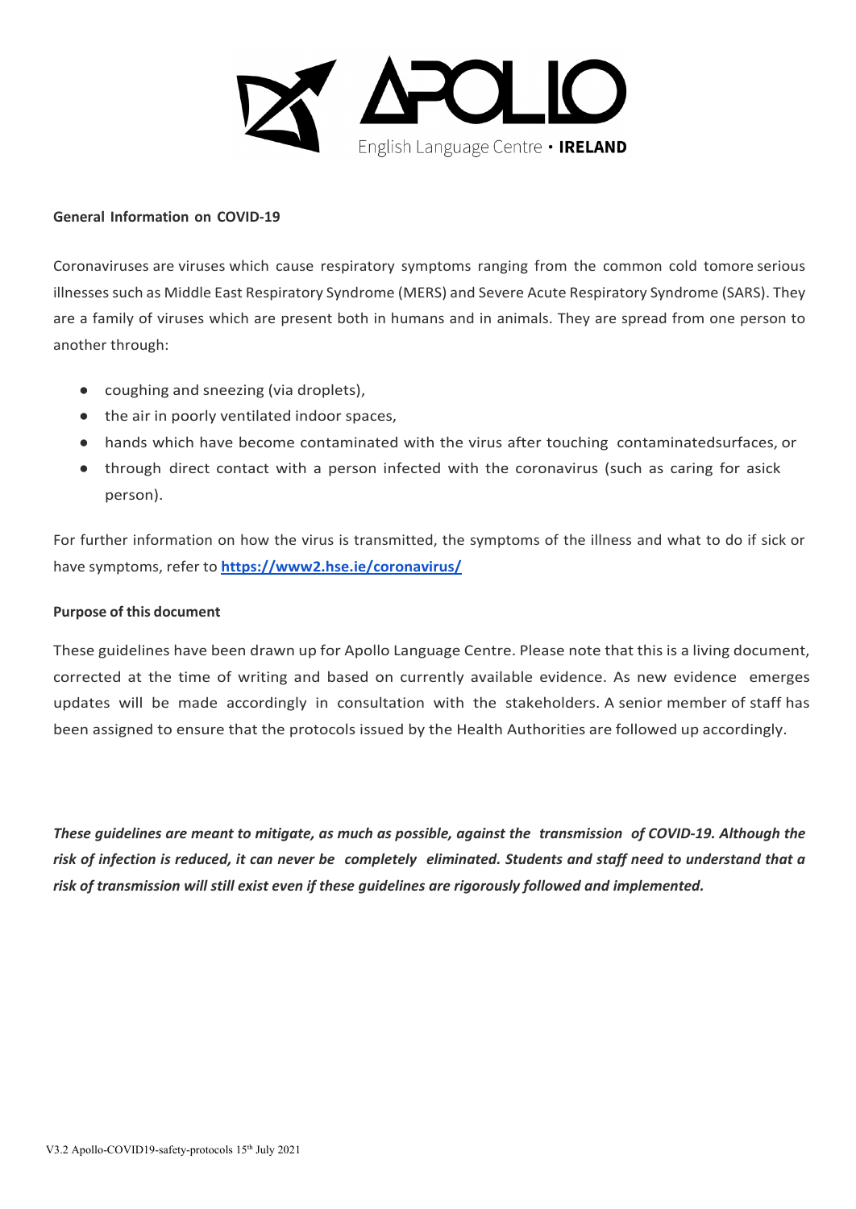APOLLO English Language Centre • IRELAND

**General Information on COVID-19**

Coronaviruses are viruses which cause respiratory symptoms ranging from the common cold tomore serious illnesses such as Middle East Respiratory Syndrome (MERS) and Severe Acute Respiratory Syndrome (SARS). They are a family of viruses which are present both in humans and in animals. They are spread from one person to another through:

- coughing and sneezing (via droplets),
- the air in poorly ventilated indoor spaces,
- hands which have become contaminated with the virus after touching contaminatedsurfaces, or
- through direct contact with a person infected with the coronavirus (such as caring for asick person).

For further information on how the virus is transmitted, the symptoms of the illness and what to do if sick or have symptoms, refer to **https://www2.hse.ie/coronavirus/**

**Purpose of this document**

These guidelines have been drawn up for Apollo Language Centre. Please note that this is a living document, corrected at the time of writing and based on currently available evidence. As new evidence emerges updates will be made accordingly in consultation with the stakeholders. A senior member of staff has been assigned to ensure that the protocols issued by the Health Authorities are followed up accordingly.

***These guidelines are meant to mitigate, as much as possible, against the transmission of COVID-19. Although the risk of infection is reduced, it can never be completely eliminated. Students and staff need to understand that a risk of transmission will still exist even if these guidelines are rigorously followed and implemented.***

V3.2 Apollo-COVID19-safety-protocols 15th July 2021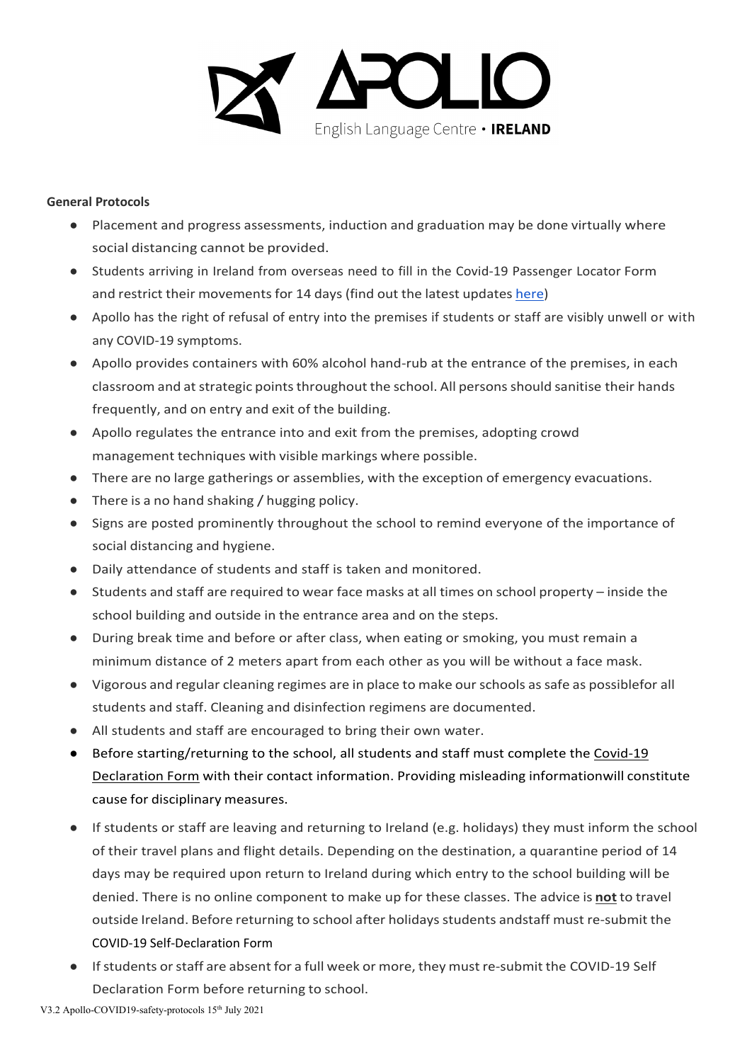**General Protocols**

- Placement and progress assessments, induction and graduation may be done virtually where social distancing cannot be provided.
- Students arriving in Ireland from overseas need to fill in the Covid-19 Passenger Locator Form and restrict their movements for 14 days (find out the latest updates here)
- Apollo has the right of refusal of entry into the premises if students or staff are visibly unwell or with any COVID-19 symptoms.
- Apollo provides containers with 60% alcohol hand-rub at the entrance of the premises, in each classroom and at strategic points throughout the school. All persons should sanitise their hands frequently, and on entry and exit of the building.
- Apollo regulates the entrance into and exit from the premises, adopting crowd management techniques with visible markings where possible.
- There are no large gatherings or assemblies, with the exception of emergency evacuations.
- There is a no hand shaking / hugging policy.
- Signs are posted prominently throughout the school to remind everyone of the importance of social distancing and hygiene.
- Daily attendance of students and staff is taken and monitored.
- Students and staff are required to wear face masks at all times on school property – inside the school building and outside in the entrance area and on the steps.
- During break time and before or after class, when eating or smoking, you must remain a minimum distance of 2 meters apart from each other as you will be without a face mask.
- Vigorous and regular cleaning regimes are in place to make our schools as safe as possiblefor all students and staff. Cleaning and disinfection regimens are documented.
- All students and staff are encouraged to bring their own water.
- Before starting/returning to the school, all students and staff must complete the Covid-19 Declaration Form with their contact information. Providing misleading informationwill constitute cause for disciplinary measures.
- If students or staff are leaving and returning to Ireland (e.g. holidays) they must inform the school of their travel plans and flight details. Depending on the destination, a quarantine period of 14 days may be required upon return to Ireland during which entry to the school building will be denied. There is no online component to make up for these classes. The advice is **not** to travel outside Ireland. Before returning to school after holidays students andstaff must re-submit the COVID-19 Self-Declaration Form
- If students or staff are absent for a full week or more, they must re-submit the COVID-19 Self Declaration Form before returning to school.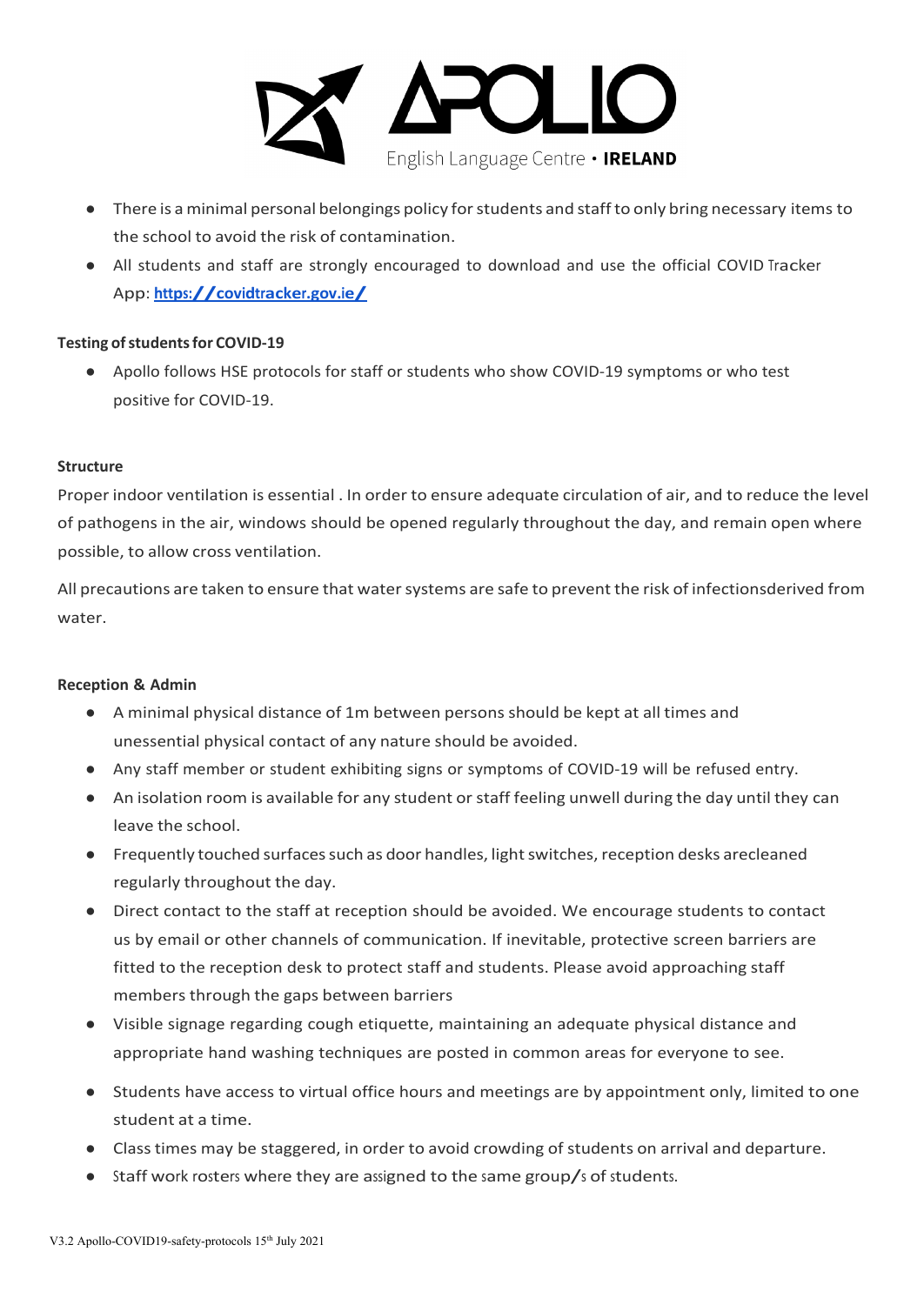- There is a minimal personal belongings policy for students and staff to only bring necessary items to the school to avoid the risk of contamination.
- All students and staff are strongly encouraged to download and use the official COVID Tracker App: [https://covidtracker.gov.ie/](https://covidtracker.gov.ie/)

**Testing of students for COVID-19**

- Apollo follows HSE protocols for staff or students who show COVID-19 symptoms or who test positive for COVID-19.

**Structure**

Proper indoor ventilation is essential . In order to ensure adequate circulation of air, and to reduce the level of pathogens in the air, windows should be opened regularly throughout the day, and remain open where possible, to allow cross ventilation.

All precautions are taken to ensure that water systems are safe to prevent the risk of infectionsderived from water.

**Reception & Admin**

- A minimal physical distance of 1m between persons should be kept at all times and unessential physical contact of any nature should be avoided.
- Any staff member or student exhibiting signs or symptoms of COVID-19 will be refused entry.
- An isolation room is available for any student or staff feeling unwell during the day until they can leave the school.
- Frequently touched surfaces such as door handles, light switches, reception desks arecleaned regularly throughout the day.
- Direct contact to the staff at reception should be avoided. We encourage students to contact us by email or other channels of communication. If inevitable, protective screen barriers are fitted to the reception desk to protect staff and students. Please avoid approaching staff members through the gaps between barriers
- Visible signage regarding cough etiquette, maintaining an adequate physical distance and appropriate hand washing techniques are posted in common areas for everyone to see.
- Students have access to virtual office hours and meetings are by appointment only, limited to one student at a time.
- Class times may be staggered, in order to avoid crowding of students on arrival and departure.
- Staff work rosters where they are assigned to the same group/s of students.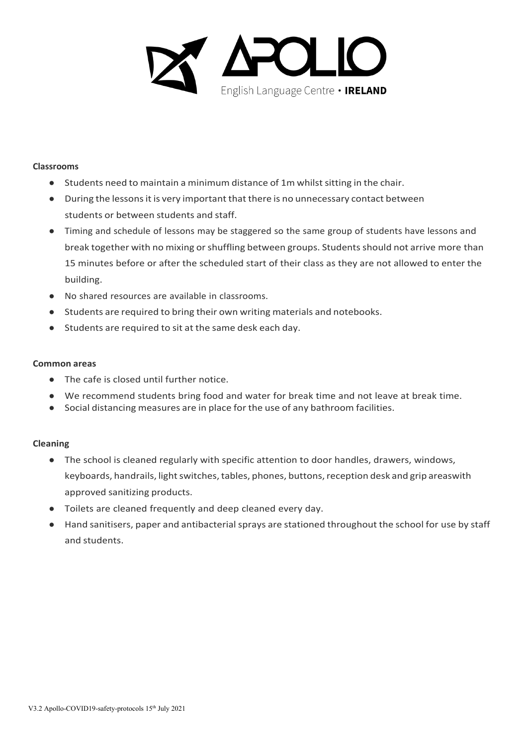**Classrooms**

- Students need to maintain a minimum distance of 1m whilst sitting in the chair.
- During the lessons it is very important that there is no unnecessary contact between students or between students and staff.
- Timing and schedule of lessons may be staggered so the same group of students have lessons and break together with no mixing or shuffling between groups. Students should not arrive more than 15 minutes before or after the scheduled start of their class as they are not allowed to enter the building.
- No shared resources are available in classrooms.
- Students are required to bring their own writing materials and notebooks.
- Students are required to sit at the same desk each day.

**Common areas**

- The cafe is closed until further notice.
- We recommend students bring food and water for break time and not leave at break time.
- Social distancing measures are in place for the use of any bathroom facilities.

**Cleaning**

- The school is cleaned regularly with specific attention to door handles, drawers, windows, keyboards, handrails, light switches, tables, phones, buttons, reception desk and grip areaswith approved sanitizing products.
- Toilets are cleaned frequently and deep cleaned every day.
- Hand sanitisers, paper and antibacterial sprays are stationed throughout the school for use by staff and students.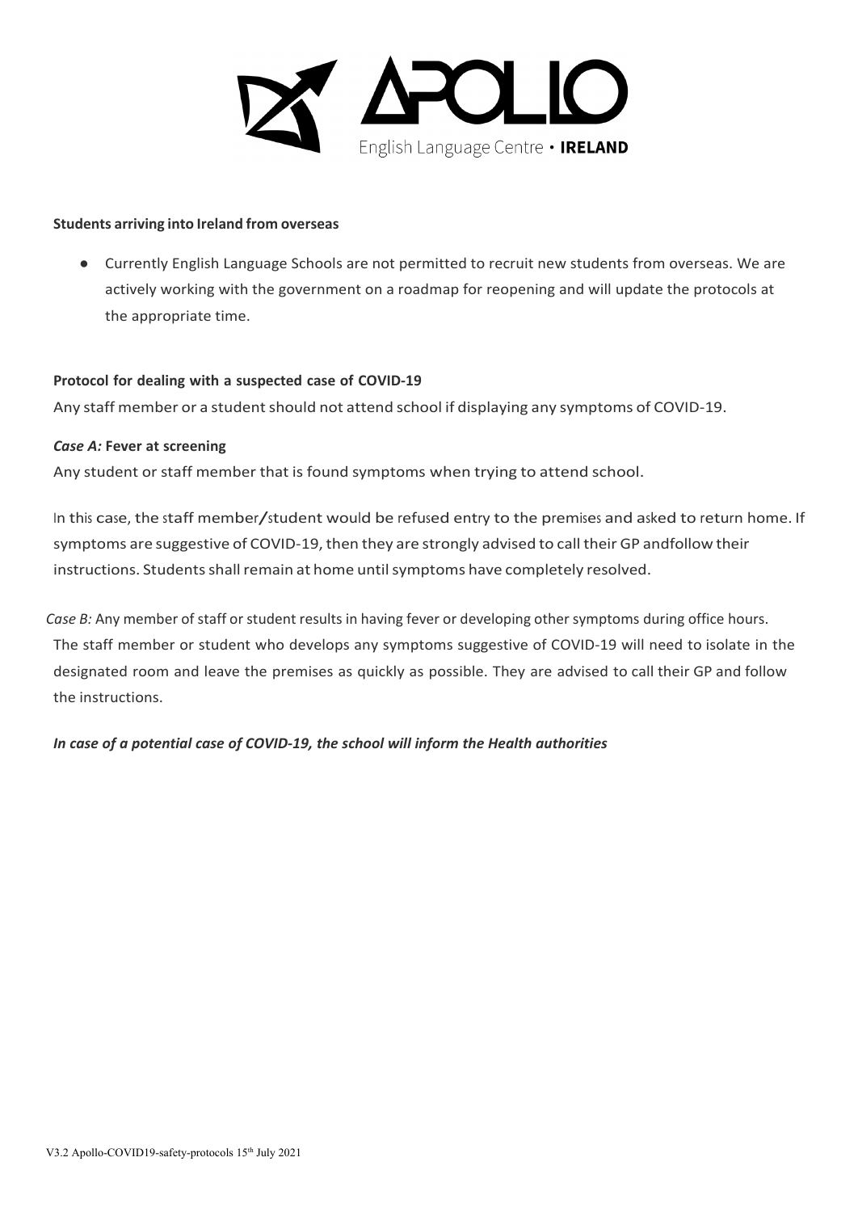**Students arriving into Ireland from overseas**

- Currently English Language Schools are not permitted to recruit new students from overseas. We are actively working with the government on a roadmap for reopening and will update the protocols at the appropriate time.

**Protocol for dealing with a suspected case of COVID-19**

Any staff member or a student should not attend school if displaying any symptoms of COVID-19.

***Case A:*** **Fever at screening**

Any student or staff member that is found symptoms when trying to attend school.

In this case, the staff member/student would be refused entry to the premises and asked to return home. If symptoms are suggestive of COVID-19, then they are strongly advised to call their GP andfollow their instructions. Students shall remain at home until symptoms have completely resolved.

*Case B:* Any member of staff or student results in having fever or developing other symptoms during office hours. The staff member or student who develops any symptoms suggestive of COVID-19 will need to isolate in the designated room and leave the premises as quickly as possible. They are advised to call their GP and follow the instructions.

***In case of a potential case of COVID-19, the school will inform the Health authorities***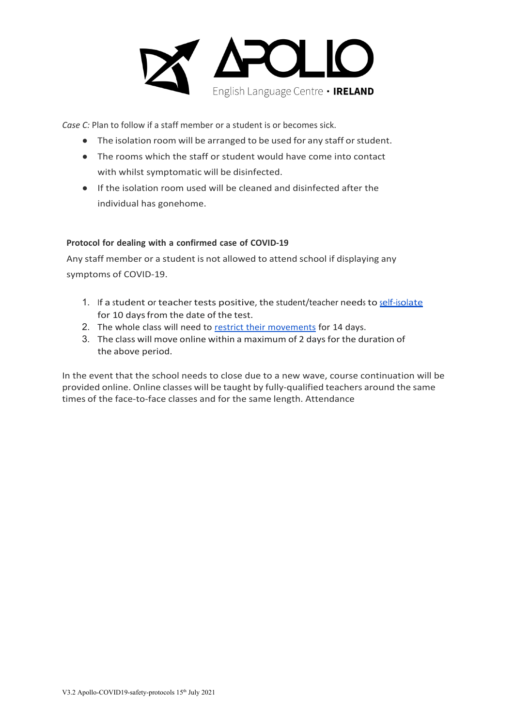*Case C:* Plan to follow if a staff member or a student is or becomes sick.

- The isolation room will be arranged to be used for any staff or student.
- The rooms which the staff or student would have come into contact with whilst symptomatic will be disinfected.
- If the isolation room used will be cleaned and disinfected after the individual has gonehome.

**Protocol for dealing with a confirmed case of COVID-19**

Any staff member or a student is not allowed to attend school if displaying any symptoms of COVID-19.

1. If a student or teacher tests positive, the student/teacher needs to self-isolate for 10 days from the date of the test.
2. The whole class will need to restrict their movements for 14 days.
3. The class will move online within a maximum of 2 days for the duration of the above period.

In the event that the school needs to close due to a new wave, course continuation will be provided online. Online classes will be taught by fully-qualified teachers around the same times of the face-to-face classes and for the same length. Attendance